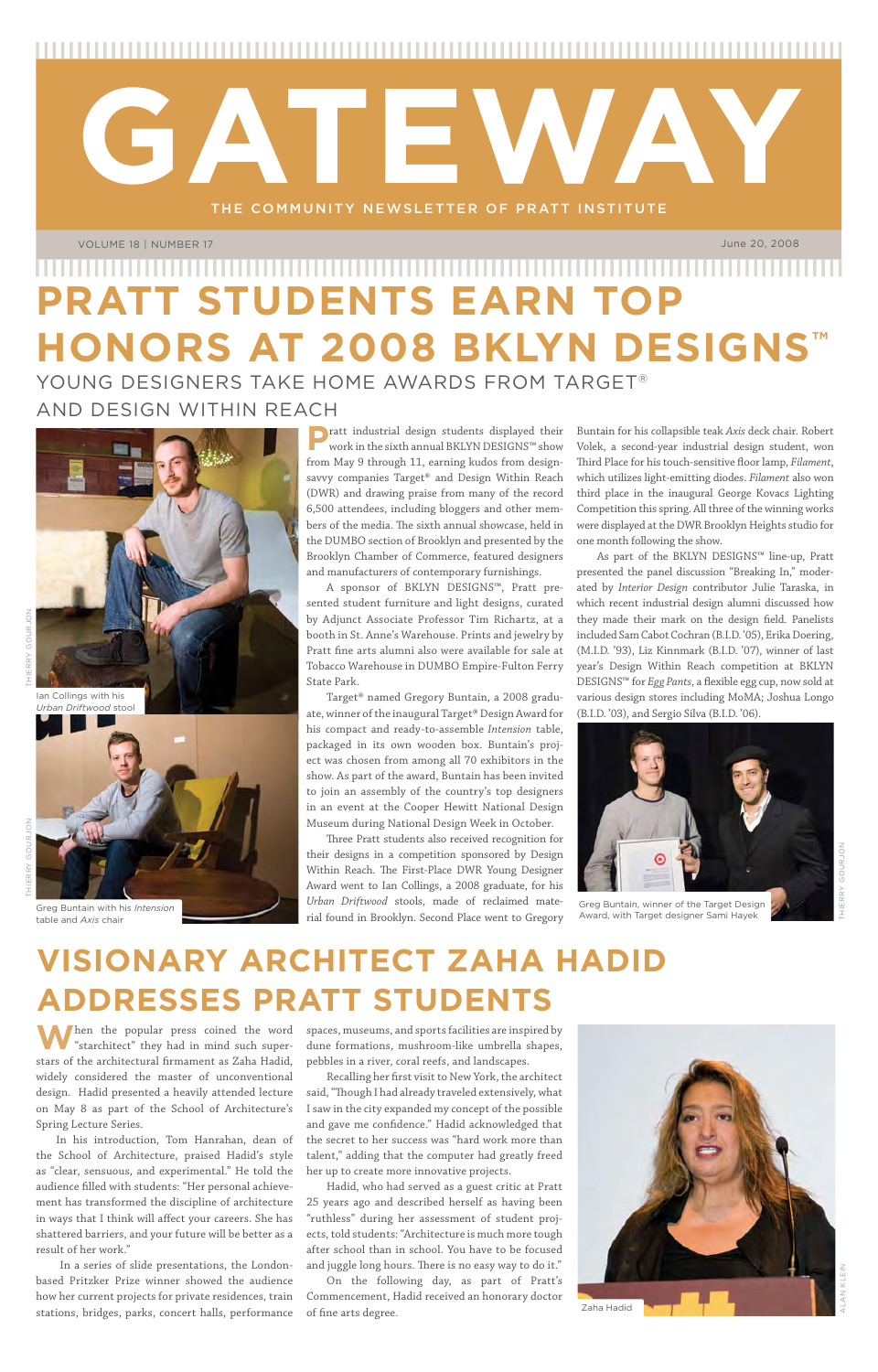# GATEWAY

THE COMMUNITY NEWSLETTER OF PRATT INSTITUTE

VOLUME 18 | NUMBER 17

June 20, 2008

# PRATT STUDENTS EARN TOP HONORS AT 2008 BKLYN DESIGNS™

## YOUNG DESIGNERS TAKE HOME AWARDS FROM TARGET® AND DESIGN WITHIN REACH

Ian Collings with his *Urban Driftwood* stool

Greg Buntain with his *Intension* table and *Axis* chair

Pratt industrial design students displayed their work in the sixth annual BKLYN DESIGNS™ show from May 9 through 11, earning kudos from design-savvy companies Target® and Design Within Reach (DWR) and drawing praise from many of the record 6,500 attendees, including bloggers and other members of the media. The sixth annual showcase, held in the DUMBO section of Brooklyn and presented by the Brooklyn Chamber of Commerce, featured designers and manufacturers of contemporary furnishings.

A sponsor of BKLYN DESIGNS™, Pratt presented student furniture and light designs, curated by Adjunct Associate Professor Tim Richartz, at a booth in St. Anne's Warehouse. Prints and jewelry by Pratt fine arts alumni also were available for sale at Tobacco Warehouse in DUMBO Empire-Fulton Ferry State Park.

Target® named Gregory Buntain, a 2008 graduate, winner of the inaugural Target® Design Award for his compact and ready-to-assemble *Intension* table, packaged in its own wooden box. Buntain's project was chosen from among all 70 exhibitors in the show. As part of the award, Buntain has been invited to join an assembly of the country's top designers in an event at the Cooper Hewitt National Design Museum during National Design Week in October.

Three Pratt students also received recognition for their designs in a competition sponsored by Design Within Reach. The First-Place DWR Young Designer Award went to Ian Collings, a 2008 graduate, for his *Urban Driftwood* stools, made of reclaimed material found in Brooklyn. Second Place went to Gregory Buntain for his collapsible teak *Axis* deck chair. Robert Volek, a second-year industrial design student, won Third Place for his touch-sensitive floor lamp, *Filament*, which utilizes light-emitting diodes. *Filament* also won third place in the inaugural George Kovacs Lighting Competition this spring. All three of the winning works were displayed at the DWR Brooklyn Heights studio for one month following the show.

As part of the BKLYN DESIGNS™ line-up, Pratt presented the panel discussion "Breaking In," moderated by *Interior Design* contributor Julie Taraska, in which recent industrial design alumni discussed how they made their mark on the design field. Panelists included Sam Cabot Cochran (B.I.D. '05), Erika Doering, (M.I.D. '93), Liz Kinnmark (B.I.D. '07), winner of last year's Design Within Reach competition at BKLYN DESIGNS™ for *Egg Pants*, a flexible egg cup, now sold at various design stores including MoMA; Joshua Longo (B.I.D. '03), and Sergio Silva (B.I.D. '06).

Greg Buntain, winner of the Target Design Award, with Target designer Sami Hayek

# VISIONARY ARCHITECT ZAHA HADID ADDRESSES PRATT STUDENTS

When the popular press coined the word "starchitect" they had in mind such superstars of the architectural firmament as Zaha Hadid, widely considered the master of unconventional design. Hadid presented a heavily attended lecture on May 8 as part of the School of Architecture's Spring Lecture Series.

In his introduction, Tom Hanrahan, dean of the School of Architecture, praised Hadid's style as "clear, sensuous, and experimental." He told the audience filled with students: "Her personal achievement has transformed the discipline of architecture in ways that I think will affect your careers. She has shattered barriers, and your future will be better as a result of her work."

In a series of slide presentations, the London-based Pritzker Prize winner showed the audience how her current projects for private residences, train stations, bridges, parks, concert halls, performance spaces, museums, and sports facilities are inspired by dune formations, mushroom-like umbrella shapes, pebbles in a river, coral reefs, and landscapes.

Recalling her first visit to New York, the architect said, "Though I had already traveled extensively, what I saw in the city expanded my concept of the possible and gave me confidence." Hadid acknowledged that the secret to her success was "hard work more than talent," adding that the computer had greatly freed her up to create more innovative projects.

Hadid, who had served as a guest critic at Pratt 25 years ago and described herself as having been "ruthless" during her assessment of student projects, told students: "Architecture is much more tough after school than in school. You have to be focused and juggle long hours. There is no easy way to do it."

On the following day, as part of Pratt's Commencement, Hadid received an honorary doctor of fine arts degree.

Zaha Hadid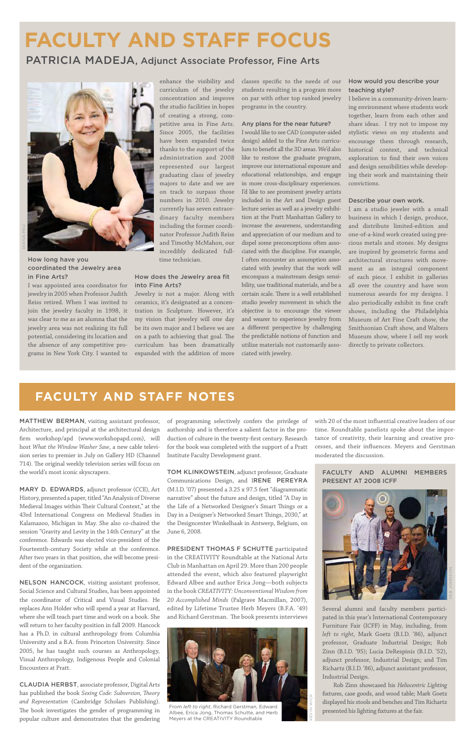# FACULTY AND STAFF FOCUS

## PATRICIA MADEJA, Adjunct Associate Professor, Fine Arts

### How long have you coordinated the Jewelry area in Fine Arts?

I was appointed area coordinator for jewelry in 2005 when Professor Judith Reiss retired. When I was invited to join the jewelry faculty in 1998, it was clear to me as an alumna that the jewelry area was not realizing its full potential, considering its location and the absence of any competitive programs in New York City. I wanted to enhance the visibility and curriculum of the jewelry concentration and improve the studio facilities in hopes of creating a strong, competitive area in Fine Arts. Since 2005, the facilities have been expanded twice thanks to the support of the administration and 2008 represented our largest graduating class of jewelry majors to date and we are on track to surpass those numbers in 2010. Jewelry currently has seven extraordinary faculty members including the former coordinator Professor Judith Reiss and Timothy McMahon, our incredibly dedicated full-time technician.

### How does the Jewelry area fit into Fine Arts?

Jewelry is not a major. Along with ceramics, it's designated as a concentration in Sculpture. However, it's my vision that jewelry will one day be its own major and I believe we are on a path to achieving that goal. The curriculum has been dramatically expanded with the addition of more classes specific to the needs of our students resulting in a program more on par with other top ranked jewelry programs in the country.

### Any plans for the near future?

I would like to see CAD (computer-aided design) added to the Fine Arts curriculum to benefit all the 3D areas. We'd also like to restore the graduate program, improve our international exposure and educational relationships, and engage in more cross-disciplinary experiences. I'd like to see prominent jewelry artists included in the Art and Design guest lecture series as well as a jewelry exhibition at the Pratt Manhattan Gallery to increase the awareness, understanding and appreciation of our medium and to dispel some preconceptions often associated with the discipline. For example, I often encounter an assumption associated with jewelry that the work will encompass a mainstream design sensibility, use traditional materials, and be a certain scale. There is a well established studio jewelry movement in which the objective is to encourage the viewer and wearer to experience jewelry from a different perspective by challenging the predictable notions of function and utilize materials not customarily associated with jewelry.

### How would you describe your teaching style?

I believe in a community-driven learning environment where students work together, learn from each other and share ideas. I try not to impose my stylistic views on my students and encourage them through research, historical context, and technical exploration to find their own voices and design sensibilities while developing their work and maintaining their convictions.

### Describe your own work.

I am a studio jeweler with a small business in which I design, produce, and distribute limited-edition and one-of-a-kind work created using precious metals and stones. My designs are inspired by geometric forms and architectural structures with movement as an integral component of each piece. I exhibit in galleries all over the country and have won numerous awards for my designs. I also periodically exhibit in fine craft shows, including the Philadelphia Museum of Art Fine Craft show, the Smithsonian Craft show, and Walters Museum show, where I sell my work directly to private collectors.

# FACULTY AND STAFF NOTES

**MATTHEW BERMAN**, visiting assistant professor, Architecture, and principal at the architectural design firm workshop/apd (www.workshopapd.com), will host *What the Window Washer Saw*, a new cable television series to premier in July on Gallery HD (Channel 714). The original weekly television series will focus on the world's most iconic skyscrapers.

**MARY D. EDWARDS**, adjunct professor (CCE), Art History, presented a paper, titled "An Analysis of Diverse Medieval Images within Their Cultural Context," at the 43rd International Congress on Medieval Studies in Kalamazoo, Michigan in May. She also co-chaired the session "Gravity and Levity in the 14th Century" at the conference. Edwards was elected vice-president of the Fourteenth-century Society while at the conference. After two years in that position, she will become president of the organization.

**NELSON HANCOCK**, visiting assistant professor, Social Science and Cultural Studies, has been appointed the coordinator of Critical and Visual Studies. He replaces Ann Holder who will spend a year at Harvard, where she will teach part time and work on a book. She will return to her faculty position in fall 2009. Hancock has a Ph.D. in cultural anthropology from Columbia University and a B.A. from Princeton University. Since 2005, he has taught such courses as Anthropology, Visual Anthropology, Indigenous People and Colonial Encounters at Pratt.

**CLAUDIA HERBST**, associate professor, Digital Arts has published the book *Sexing Code: Subversion, Theory and Representation* (Cambridge Scholars Publishing). The book investigates the gender of programming in popular culture and demonstrates that the gendering of programming selectively confers the privilege of authorship and is therefore a salient factor in the production of culture in the twenty-first century. Research for the book was completed with the support of a Pratt Institute Faculty Development grant.

**TOM KLINKOWSTEIN**, adjunct professor, Graduate Communications Design, and **IRENE PEREYRA** (M.I.D. '07) presented a 3.25 x 97.5 feet "diagrammatic narrative" about the future and design, titled "A Day in the Life of a Networked Designer's Smart Things or a Day in a Designer's Networked Smart Things, 2030," at the Designcenter Winkelhaak in Antwerp, Belgium, on June 6, 2008.

**PRESIDENT THOMAS F SCHUTTE** participated in the CREATIVITY Roundtable at the National Arts Club in Manhattan on April 29. More than 200 people attended the event, which also featured playwright Edward Albee and author Erica Jong—both subjects in the book *CREATIVITY: Unconventional Wisdom from 20 Accomplished Minds* (Palgrave Macmillan, 2007), edited by Lifetime Trustee Herb Meyers (B.F.A. '49) and Richard Gerstman. The book presents interviews with 20 of the most influential creative leaders of our time. Roundtable panelists spoke about the importance of creativity, their learning and creative processes, and their influences. Meyers and Gerstman moderated the discussion.

From *left to right*, Richard Gerstman, Edward Albee, Erica Jong, Thomas Schutte, and Herb Meyers at the CREATIVITY Roundtable

### FACULTY AND ALUMNI MEMBERS PRESENT AT 2008 ICFF

Several alumni and faculty members participated in this year's International Contemporary Furniture Fair (ICFF) in May, including, from *left to right*, Mark Goetz (B.I.D. '86), adjunct professor, Graduate Industrial Design; Rob Zinn (B.I.D. '95); Lucia DeRespinis (B.I.D. '52), adjunct professor, Industrial Design; and Tim Richartz (B.I.D. '86), adjunct assistant professor, Industrial Design.

Rob Zinn showcased his *Heliocentric Lighting* fixtures, case goods, and wood table; Mark Goetz displayed his stools and benches and Tim Richartz presented his lighting fixtures at the fair.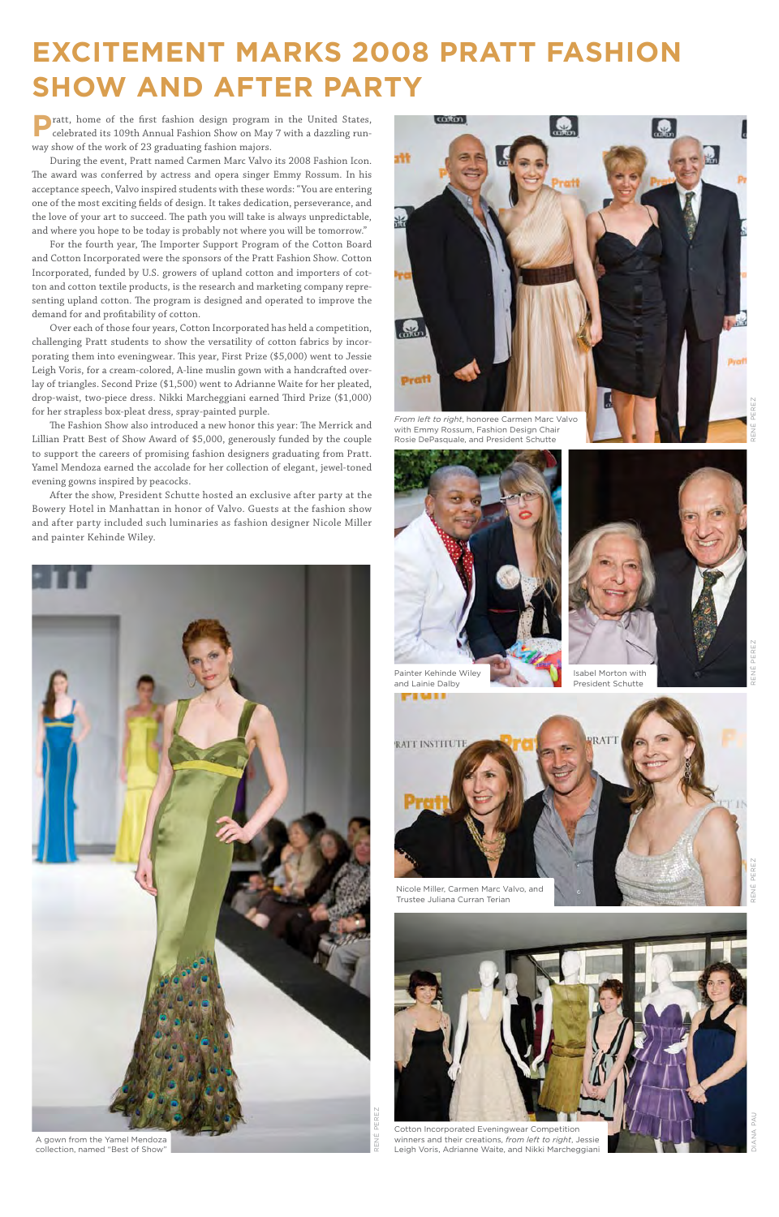# EXCITEMENT MARKS 2008 PRATT FASHION SHOW AND AFTER PARTY

Pratt, home of the first fashion design program in the United States, celebrated its 109th Annual Fashion Show on May 7 with a dazzling runway show of the work of 23 graduating fashion majors.

During the event, Pratt named Carmen Marc Valvo its 2008 Fashion Icon. The award was conferred by actress and opera singer Emmy Rossum. In his acceptance speech, Valvo inspired students with these words: "You are entering one of the most exciting fields of design. It takes dedication, perseverance, and the love of your art to succeed. The path you will take is always unpredictable, and where you hope to be today is probably not where you will be tomorrow."

For the fourth year, The Importer Support Program of the Cotton Board and Cotton Incorporated were the sponsors of the Pratt Fashion Show. Cotton Incorporated, funded by U.S. growers of upland cotton and importers of cotton and cotton textile products, is the research and marketing company representing upland cotton. The program is designed and operated to improve the demand for and profitability of cotton.

Over each of those four years, Cotton Incorporated has held a competition, challenging Pratt students to show the versatility of cotton fabrics by incorporating them into eveningwear. This year, First Prize ($5,000) went to Jessie Leigh Voris, for a cream-colored, A-line muslin gown with a handcrafted overlay of triangles. Second Prize ($1,500) went to Adrianne Waite for her pleated, drop-waist, two-piece dress. Nikki Marcheggiani earned Third Prize ($1,000) for her strapless box-pleat dress, spray-painted purple.

The Fashion Show also introduced a new honor this year: The Merrick and Lillian Pratt Best of Show Award of $5,000, generously funded by the couple to support the careers of promising fashion designers graduating from Pratt. Yamel Mendoza earned the accolade for her collection of elegant, jewel-toned evening gowns inspired by peacocks.

After the show, President Schutte hosted an exclusive after party at the Bowery Hotel in Manhattan in honor of Valvo. Guests at the fashion show and after party included such luminaries as fashion designer Nicole Miller and painter Kehinde Wiley.

*From left to right*, honoree Carmen Marc Valvo with Emmy Rossum, Fashion Design Chair Rosie DePasquale, and President Schutte

Painter Kehinde Wiley and Lainie Dalby

Isabel Morton with President Schutte

Nicole Miller, Carmen Marc Valvo, and Trustee Juliana Curran Terian

A gown from the Yamel Mendoza collection, named "Best of Show"

Cotton Incorporated Eveningwear Competition winners and their creations, *from left to right*, Jessie Leigh Voris, Adrianne Waite, and Nikki Marcheggiani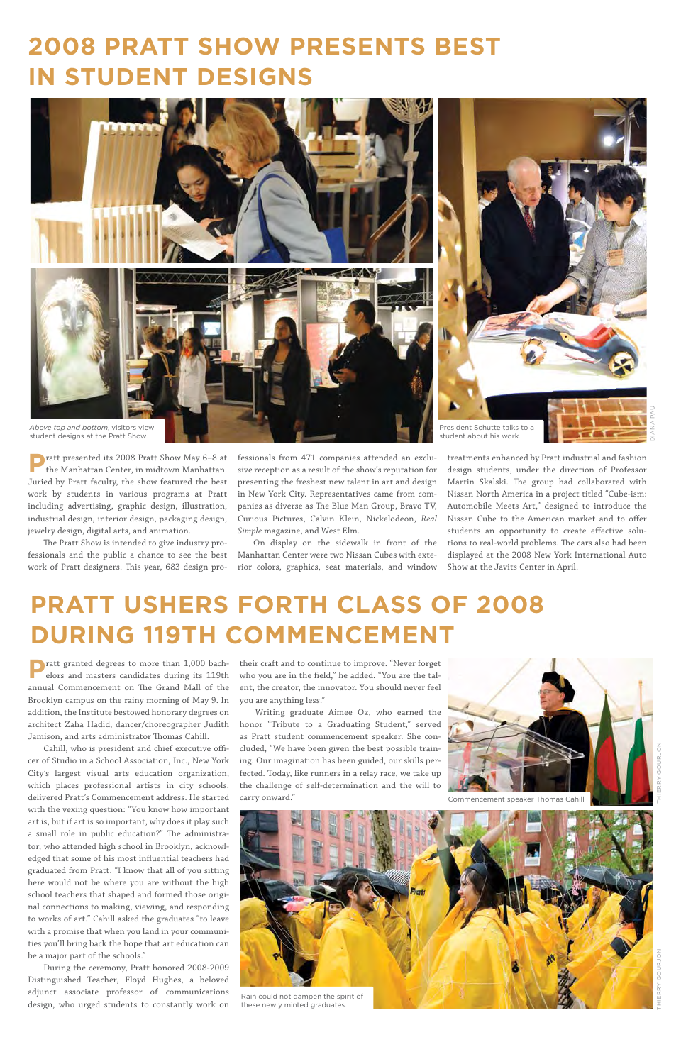# 2008 PRATT SHOW PRESENTS BEST IN STUDENT DESIGNS

*Above top and bottom*, visitors view student designs at the Pratt Show.

President Schutte talks to a student about his work.

Pratt presented its 2008 Pratt Show May 6–8 at the Manhattan Center, in midtown Manhattan. Juried by Pratt faculty, the show featured the best work by students in various programs at Pratt including advertising, graphic design, illustration, industrial design, interior design, packaging design, jewelry design, digital arts, and animation.

The Pratt Show is intended to give industry professionals and the public a chance to see the best work of Pratt designers. This year, 683 design professionals from 471 companies attended an exclusive reception as a result of the show's reputation for presenting the freshest new talent in art and design in New York City. Representatives came from companies as diverse as The Blue Man Group, Bravo TV, Curious Pictures, Calvin Klein, Nickelodeon, *Real Simple* magazine, and West Elm.

On display on the sidewalk in front of the Manhattan Center were two Nissan Cubes with exterior colors, graphics, seat materials, and window treatments enhanced by Pratt industrial and fashion design students, under the direction of Professor Martin Skalski. The group had collaborated with Nissan North America in a project titled "Cube-ism: Automobile Meets Art," designed to introduce the Nissan Cube to the American market and to offer students an opportunity to create effective solutions to real-world problems. The cars also had been displayed at the 2008 New York International Auto Show at the Javits Center in April.

# PRATT USHERS FORTH CLASS OF 2008 DURING 119TH COMMENCEMENT

Pratt granted degrees to more than 1,000 bachelors and masters candidates during its 119th annual Commencement on The Grand Mall of the Brooklyn campus on the rainy morning of May 9. In addition, the Institute bestowed honorary degrees on architect Zaha Hadid, dancer/choreographer Judith Jamison, and arts administrator Thomas Cahill.

Cahill, who is president and chief executive officer of Studio in a School Association, Inc., New York City's largest visual arts education organization, which places professional artists in city schools, delivered Pratt's Commencement address. He started with the vexing question: "You know how important art is, but if art is so important, why does it play such a small role in public education?" The administrator, who attended high school in Brooklyn, acknowledged that some of his most influential teachers had graduated from Pratt. "I know that all of you sitting here would not be where you are without the high school teachers that shaped and formed those original connections to making, viewing, and responding to works of art." Cahill asked the graduates "to leave with a promise that when you land in your communities you'll bring back the hope that art education can be a major part of the schools."

During the ceremony, Pratt honored 2008-2009 Distinguished Teacher, Floyd Hughes, a beloved adjunct associate professor of communications design, who urged students to constantly work on their craft and to continue to improve. "Never forget who you are in the field," he added. "You are the talent, the creator, the innovator. You should never feel you are anything less."

Writing graduate Aimee Oz, who earned the honor "Tribute to a Graduating Student," served as Pratt student commencement speaker. She concluded, "We have been given the best possible training. Our imagination has been guided, our skills perfected. Today, like runners in a relay race, we take up the challenge of self-determination and the will to carry onward."

Commencement speaker Thomas Cahill

Rain could not dampen the spirit of these newly minted graduates.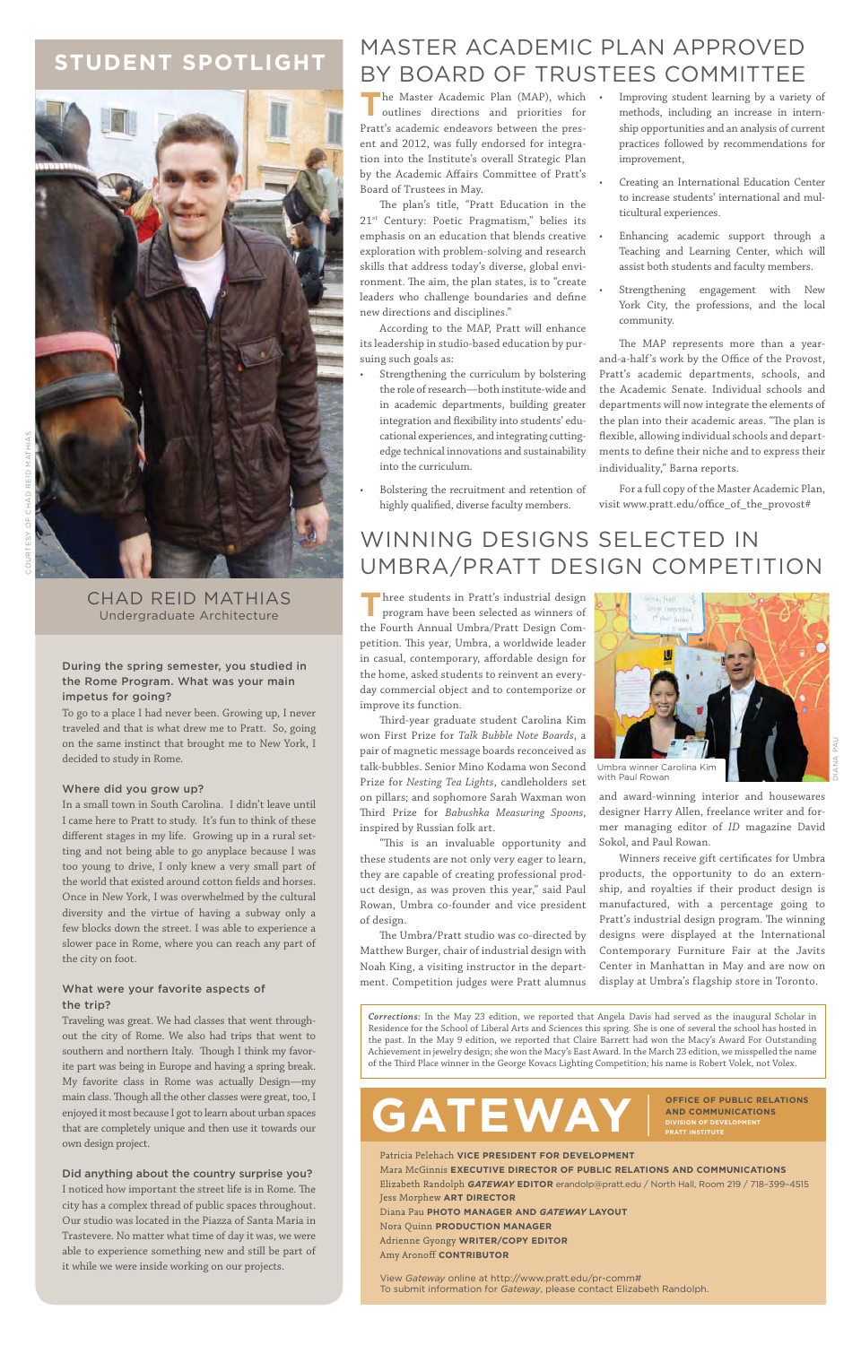## STUDENT SPOTLIGHT

COURTESY OF CHAD REID MATHIAS

### CHAD REID MATHIAS
Undergraduate Architecture

**During the spring semester, you studied in the Rome Program. What was your main impetus for going?**

To go to a place I had never been. Growing up, I never traveled and that is what drew me to Pratt. So, going on the same instinct that brought me to New York, I decided to study in Rome.

**Where did you grow up?**

In a small town in South Carolina. I didn't leave until I came here to Pratt to study. It's fun to think of these different stages in my life. Growing up in a rural setting and not being able to go anyplace because I was too young to drive, I only knew a very small part of the world that existed around cotton fields and horses. Once in New York, I was overwhelmed by the cultural diversity and the virtue of having a subway only a few blocks down the street. I was able to experience a slower pace in Rome, where you can reach any part of the city on foot.

**What were your favorite aspects of the trip?**

Traveling was great. We had classes that went throughout the city of Rome. We also had trips that went to southern and northern Italy. Though I think my favorite part was being in Europe and having a spring break. My favorite class was actually Design—my main class. Though all the other classes were great, too, I enjoyed it most because I got to learn about urban spaces that are completely unique and then use it towards our own design project.

**Did anything about the country surprise you?**

I noticed how important the street life is in Rome. The city has a complex thread of public spaces throughout. Our studio was located in the Piazza of Santa Maria in Trastevere. No matter what time of day it was, we were able to experience something new and still be part of it while we were inside working on our projects.

## MASTER ACADEMIC PLAN APPROVED BY BOARD OF TRUSTEES COMMITTEE

The Master Academic Plan (MAP), which outlines directions and priorities for Pratt's academic endeavors between the present and 2012, was fully endorsed for integration into the Institute's overall Strategic Plan by the Academic Affairs Committee of Pratt's Board of Trustees in May.

The plan's title, "Pratt Education in the 21st Century: Poetic Pragmatism," belies its emphasis on an education that blends creative exploration with problem-solving and research skills that address today's diverse, global environment. The aim, the plan states, is to "create leaders who challenge boundaries and define new directions and disciplines."

According to the MAP, Pratt will enhance its leadership in studio-based education by pursuing such goals as:

- Strengthening the curriculum by bolstering the role of research—both institute-wide and in academic departments, building greater integration and flexibility into students' educational experiences, and integrating cutting-edge technical innovations and sustainability into the curriculum.
- Bolstering the recruitment and retention of highly qualified, diverse faculty members.
- Improving student learning by a variety of methods, including an increase in internship opportunities and an analysis of current practices followed by recommendations for improvement,
- Creating an International Education Center to increase students' international and multicultural experiences.
- Enhancing academic support through a Teaching and Learning Center, which will assist both students and faculty members.
- Strengthening engagement with New York City, the professions, and the local community.

The MAP represents more than a year-and-a-half's work by the Office of the Provost, Pratt's academic departments, schools, and the Academic Senate. Individual schools and departments will now integrate the elements of the plan into their academic areas. "The plan is flexible, allowing individual schools and departments to define their niche and to express their individuality," Barna reports.

For a full copy of the Master Academic Plan, visit www.pratt.edu/office_of_the_provost#

## WINNING DESIGNS SELECTED IN UMBRA/PRATT DESIGN COMPETITION

Three students in Pratt's industrial design program have been selected as winners of the Fourth Annual Umbra/Pratt Design Competition. This year, Umbra, a worldwide leader in casual, contemporary, affordable design for the home, asked students to reinvent an everyday commercial object and to contemporize or improve its function.

Third-year graduate student Carolina Kim won First Prize for *Talk Bubble Note Boards*, a pair of magnetic message boards reconceived as talk-bubbles. Senior Mino Kodama won Second Prize for *Nesting Tea Lights*, candleholders set on pillars; and sophomore Sarah Waxman won Third Prize for *Babushka Measuring Spoons*, inspired by Russian folk art.

"This is an invaluable opportunity and these students are not only very eager to learn, they are capable of creating professional product design, as was proven this year," said Paul Rowan, Umbra co-founder and vice president of design.

The Umbra/Pratt studio was co-directed by Matthew Burger, chair of industrial design with Noah King, a visiting instructor in the department. Competition judges were Pratt alumnus and award-winning interior and housewares designer Harry Allen, freelance writer and former managing editor of *ID* magazine David Sokol, and Paul Rowan.

Umbra winner Carolina Kim with Paul Rowan

DIANA PAU

Winners receive gift certificates for Umbra products, the opportunity to do an externship, and royalties if their product design is manufactured, with a percentage going to Pratt's industrial design program. The winning designs were displayed at the International Contemporary Furniture Fair at the Javits Center in Manhattan in May and are now on display at Umbra's flagship store in Toronto.

*Corrections:* In the May 23 edition, we reported that Angela Davis had served as the inaugural Scholar in Residence for the School of Liberal Arts and Sciences this spring. She is one of several the school has hosted in the past. In the May 9 edition, we reported that Claire Barrett had won the Macy's Award For Outstanding Achievement in jewelry design; she won the Macy's East Award. In the March 23 edition, we misspelled the name of the Third Place winner in the George Kovacs Lighting Competition; his name is Robert Volek, not Volex.

# GATEWAY

**OFFICE OF PUBLIC RELATIONS AND COMMUNICATIONS**
**DIVISION OF DEVELOPMENT**
**PRATT INSTITUTE**

Patricia Pelehach **VICE PRESIDENT FOR DEVELOPMENT**
Mara McGinnis **EXECUTIVE DIRECTOR OF PUBLIC RELATIONS AND COMMUNICATIONS**
Elizabeth Randolph ***GATEWAY* EDITOR** erandolp@pratt.edu / North Hall, Room 219 / 718–399–4515
Jess Morphew **ART DIRECTOR**
Diana Pau **PHOTO MANAGER AND *GATEWAY* LAYOUT**
Nora Quinn **PRODUCTION MANAGER**
Adrienne Gyongy **WRITER/COPY EDITOR**
Amy Aronoff **CONTRIBUTOR**

View *Gateway* online at http://www.pratt.edu/pr-comm#
To submit information for *Gateway*, please contact Elizabeth Randolph.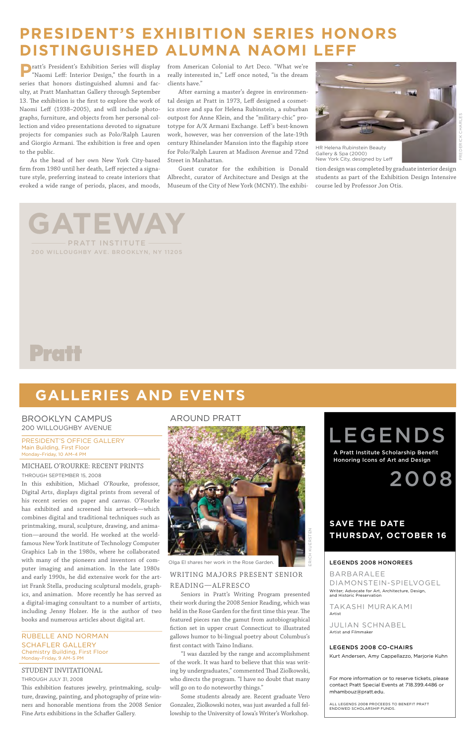# PRESIDENT'S EXHIBITION SERIES HONORS DISTINGUISHED ALUMNA NAOMI LEFF

Pratt's President's Exhibition Series will display "Naomi Leff: Interior Design," the fourth in a series that honors distinguished alumni and faculty, at Pratt Manhattan Gallery through September 13. The exhibition is the first to explore the work of Naomi Leff (1938–2005), and will include photographs, furniture, and objects from her personal collection and video presentations devoted to signature projects for companies such as Polo/Ralph Lauren and Giorgio Armani. The exhibition is free and open to the public.

As the head of her own New York City-based firm from 1980 until her death, Leff rejected a signature style, preferring instead to create interiors that evoked a wide range of periods, places, and moods, from American Colonial to Art Deco. "What we're really interested in," Leff once noted, "is the dream clients have."

After earning a master's degree in environmental design at Pratt in 1973, Leff designed a cosmetics store and spa for Helena Rubinstein, a suburban outpost for Anne Klein, and the "military-chic" prototype for A/X Armani Exchange. Leff's best-known work, however, was her conversion of the late-19th century Rhinelander Mansion into the flagship store for Polo/Ralph Lauren at Madison Avenue and 72nd Street in Manhattan.

Guest curator for the exhibition is Donald Albrecht, curator of Architecture and Design at the Museum of the City of New York (MCNY). The exhibition design was completed by graduate interior design students as part of the Exhibition Design Intensive course led by Professor Jon Otis.

HR Helena Rubinstein Beauty Gallery & Spa (2000) New York City, designed by Leff

FREDERICK CHARLES

GATEWAY

PRATT INSTITUTE

200 WILLOUGHBY AVE. BROOKLYN, NY 11205

Pratt

# GALLERIES AND EVENTS

## BROOKLYN CAMPUS
200 WILLOUGHBY AVENUE

**PRESIDENT'S OFFICE GALLERY**
Main Building, First Floor
Monday–Friday, 10 AM–4 PM

### MICHAEL O'ROURKE: RECENT PRINTS

THROUGH SEPTEMBER 15, 2008

In this exhibition, Michael O'Rourke, professor, Digital Arts, displays digital prints from several of his recent series on paper and canvas. O'Rourke has exhibited and screened his artwork—which combines digital and traditional techniques such as printmaking, mural, sculpture, drawing, and animation—around the world. He worked at the world-famous New York Institute of Technology Computer Graphics Lab in the 1980s, where he collaborated with many of the pioneers and inventors of computer imaging and animation. In the late 1980s and early 1990s, he did extensive work for the artist Frank Stella, producing sculptural models, graphics, and animation. More recently he has served as a digital-imaging consultant to a number of artists, including Jenny Holzer. He is the author of two books and numerous articles about digital art.

**RUBELLE AND NORMAN SCHAFLER GALLERY**
Chemistry Building, First Floor
Monday–Friday, 9 AM–5 PM

### STUDENT INVITATIONAL

THROUGH JULY 31, 2008

This exhibition features jewelry, printmaking, sculpture, drawing, painting, and photography of prize winners and honorable mentions from the 2008 Senior Fine Arts exhibitions in the Schafler Gallery.

## AROUND PRATT

Olga El shares her work in the Rose Garden.

ERICH KUERSTEN

### WRITING MAJORS PRESENT SENIOR READING—ALFRESCO

Seniors in Pratt's Writing Program presented their work during the 2008 Senior Reading, which was held in the Rose Garden for the first time this year. The featured pieces ran the gamut from autobiographical fiction set in upper crust Connecticut to illustrated gallows humor to bi-lingual poetry about Columbus's first contact with Taino Indians.

"I was dazzled by the range and accomplishment of the work. It was hard to believe that this was writing by undergraduates," commented Thad Ziolkowski, who directs the program. "I have no doubt that many will go on to do noteworthy things."

Some students already are. Recent graduate Vero Gonzalez, Ziolkowski notes, was just awarded a full fellowship to the University of Iowa's Writer's Workshop.

## LEGENDS

A Pratt Institute Scholarship Benefit
Honoring Icons of Art and Design

2008

**SAVE THE DATE**
**THURSDAY, OCTOBER 16**

**LEGENDS 2008 HONOREES**

BARBARALEE DIAMONSTEIN-SPIELVOGEL
Writer, Advocate for Art, Architecture, Design, and Historic Preservation

TAKASHI MURAKAMI
Artist

JULIAN SCHNABEL
Artist and Filmmaker

**LEGENDS 2008 CO-CHAIRS**

Kurt Andersen, Amy Cappellazzo, Marjorie Kuhn

For more information or to reserve tickets, please contact Pratt Special Events at 718.399.4486 or mhambouz@pratt.edu.

ALL LEGENDS 2008 PROCEEDS TO BENEFIT PRATT ENDOWED SCHOLARSHIP FUNDS.